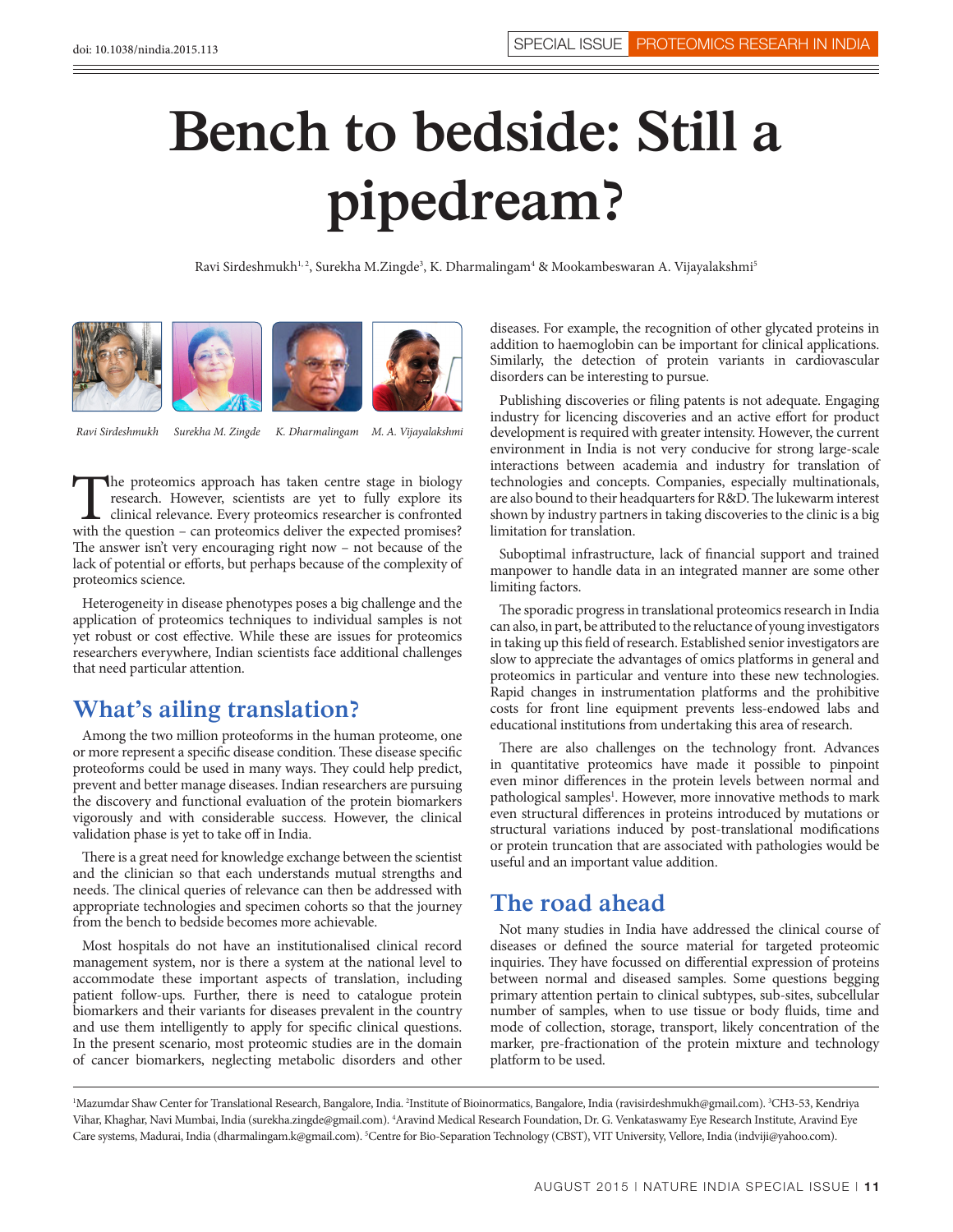# Bench to bedside: Still a pipedream?

Ravi Sirdeshmukh[1,2], Surekha M.Zingde[3], K. Dharmalingam[4] & Mookambeswaran A. Vijayalakshmi[5]

*Ravi Sirdeshmukh* *Surekha M. Zingde* *K. Dharmalingam* *M. A. Vijayalakshmi*

The proteomics approach has taken centre stage in biology research. However, scientists are yet to fully explore its clinical relevance. Every proteomics researcher is confronted with the question – can proteomics deliver the expected promises? The answer isn't very encouraging right now – not because of the lack of potential or efforts, but perhaps because of the complexity of proteomics science.

Heterogeneity in disease phenotypes poses a big challenge and the application of proteomics techniques to individual samples is not yet robust or cost effective. While these are issues for proteomics researchers everywhere, Indian scientists face additional challenges that need particular attention.

## What's ailing translation?

Among the two million proteoforms in the human proteome, one or more represent a specific disease condition. These disease specific proteoforms could be used in many ways. They could help predict, prevent and better manage diseases. Indian researchers are pursuing the discovery and functional evaluation of the protein biomarkers vigorously and with considerable success. However, the clinical validation phase is yet to take off in India.

There is a great need for knowledge exchange between the scientist and the clinician so that each understands mutual strengths and needs. The clinical queries of relevance can then be addressed with appropriate technologies and specimen cohorts so that the journey from the bench to bedside becomes more achievable.

Most hospitals do not have an institutionalised clinical record management system, nor is there a system at the national level to accommodate these important aspects of translation, including patient follow-ups. Further, there is need to catalogue protein biomarkers and their variants for diseases prevalent in the country and use them intelligently to apply for specific clinical questions. In the present scenario, most proteomic studies are in the domain of cancer biomarkers, neglecting metabolic disorders and other diseases. For example, the recognition of other glycated proteins in addition to haemoglobin can be important for clinical applications. Similarly, the detection of protein variants in cardiovascular disorders can be interesting to pursue.

Publishing discoveries or filing patents is not adequate. Engaging industry for licencing discoveries and an active effort for product development is required with greater intensity. However, the current environment in India is not very conducive for strong large-scale interactions between academia and industry for translation of technologies and concepts. Companies, especially multinationals, are also bound to their headquarters for R&D. The lukewarm interest shown by industry partners in taking discoveries to the clinic is a big limitation for translation.

Suboptimal infrastructure, lack of financial support and trained manpower to handle data in an integrated manner are some other limiting factors.

The sporadic progress in translational proteomics research in India can also, in part, be attributed to the reluctance of young investigators in taking up this field of research. Established senior investigators are slow to appreciate the advantages of omics platforms in general and proteomics in particular and venture into these new technologies. Rapid changes in instrumentation platforms and the prohibitive costs for front line equipment prevents less-endowed labs and educational institutions from undertaking this area of research.

There are also challenges on the technology front. Advances in quantitative proteomics have made it possible to pinpoint even minor differences in the protein levels between normal and pathological samples[1]. However, more innovative methods to mark even structural differences in proteins introduced by mutations or structural variations induced by post-translational modifications or protein truncation that are associated with pathologies would be useful and an important value addition.

## The road ahead

Not many studies in India have addressed the clinical course of diseases or defined the source material for targeted proteomic inquiries. They have focussed on differential expression of proteins between normal and diseased samples. Some questions begging primary attention pertain to clinical subtypes, sub-sites, subcellular number of samples, when to use tissue or body fluids, time and mode of collection, storage, transport, likely concentration of the marker, pre-fractionation of the protein mixture and technology platform to be used.

[1]Mazumdar Shaw Center for Translational Research, Bangalore, India. [2]Institute of Bioinformatics, Bangalore, India (ravisirdeshmukh@gmail.com). [3]CH3-53, Kendriya Vihar, Khaghar, Navi Mumbai, India (surekha.zingde@gmail.com). [4]Aravind Medical Research Foundation, Dr. G. Venkataswamy Eye Research Institute, Aravind Eye Care systems, Madurai, India (dharmalingam.k@gmail.com). [5]Centre for Bio-Separation Technology (CBST), VIT University, Vellore, India (indviji@yahoo.com).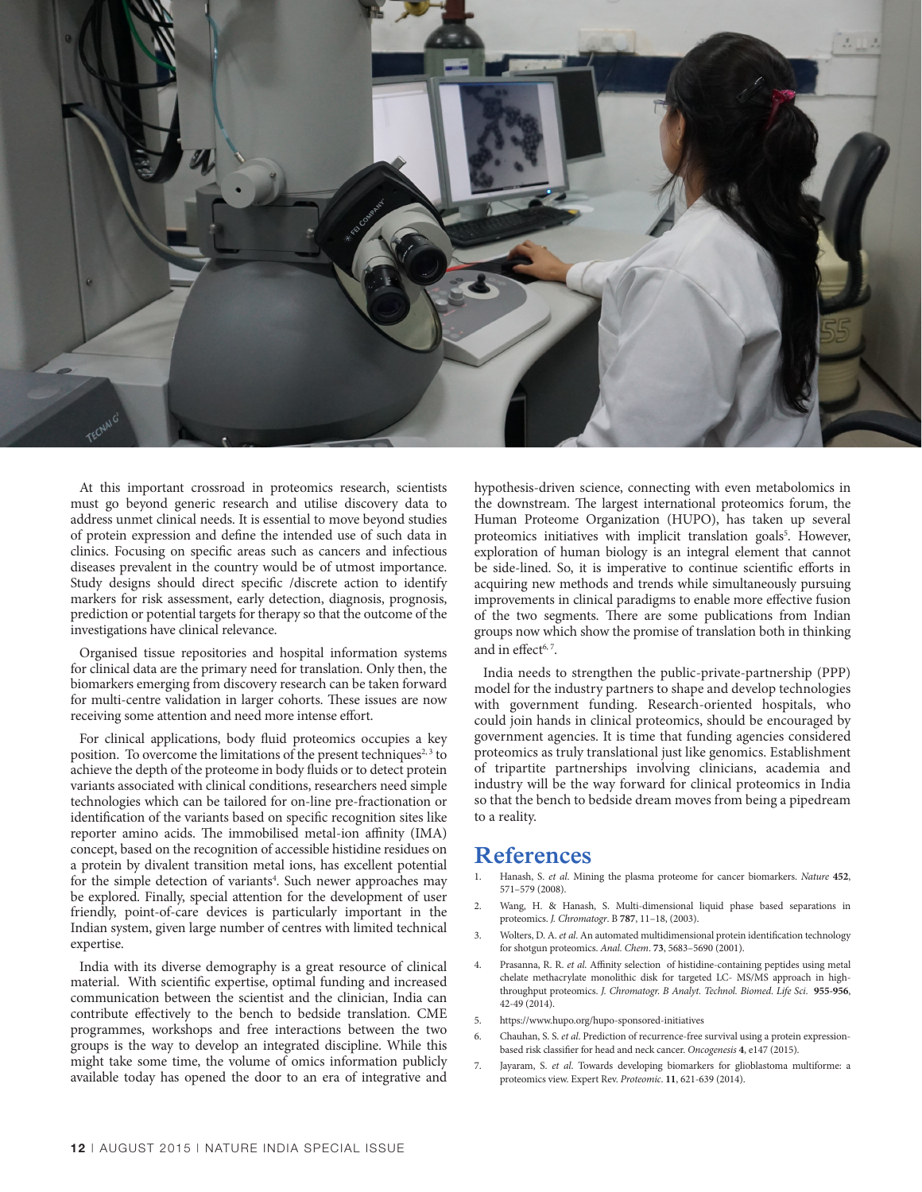At this important crossroad in proteomics research, scientists must go beyond generic research and utilise discovery data to address unmet clinical needs. It is essential to move beyond studies of protein expression and define the intended use of such data in clinics. Focusing on specific areas such as cancers and infectious diseases prevalent in the country would be of utmost importance. Study designs should direct specific /discrete action to identify markers for risk assessment, early detection, diagnosis, prognosis, prediction or potential targets for therapy so that the outcome of the investigations have clinical relevance.

Organised tissue repositories and hospital information systems for clinical data are the primary need for translation. Only then, the biomarkers emerging from discovery research can be taken forward for multi-centre validation in larger cohorts. These issues are now receiving some attention and need more intense effort.

For clinical applications, body fluid proteomics occupies a key position. To overcome the limitations of the present techniques[2, 3] to achieve the depth of the proteome in body fluids or to detect protein variants associated with clinical conditions, researchers need simple technologies which can be tailored for on-line pre-fractionation or identification of the variants based on specific recognition sites like reporter amino acids. The immobilised metal-ion affinity (IMA) concept, based on the recognition of accessible histidine residues on a protein by divalent transition metal ions, has excellent potential for the simple detection of variants[4]. Such newer approaches may be explored. Finally, special attention for the development of user friendly, point-of-care devices is particularly important in the Indian system, given large number of centres with limited technical expertise.

India with its diverse demography is a great resource of clinical material. With scientific expertise, optimal funding and increased communication between the scientist and the clinician, India can contribute effectively to the bench to bedside translation. CME programmes, workshops and free interactions between the two groups is the way to develop an integrated discipline. While this might take some time, the volume of omics information publicly available today has opened the door to an era of integrative and hypothesis-driven science, connecting with even metabolomics in the downstream. The largest international proteomics forum, the Human Proteome Organization (HUPO), has taken up several proteomics initiatives with implicit translation goals[5]. However, exploration of human biology is an integral element that cannot be side-lined. So, it is imperative to continue scientific efforts in acquiring new methods and trends while simultaneously pursuing improvements in clinical paradigms to enable more effective fusion of the two segments. There are some publications from Indian groups now which show the promise of translation both in thinking and in effect[6, 7].

India needs to strengthen the public-private-partnership (PPP) model for the industry partners to shape and develop technologies with government funding. Research-oriented hospitals, who could join hands in clinical proteomics, should be encouraged by government agencies. It is time that funding agencies considered proteomics as truly translational just like genomics. Establishment of tripartite partnerships involving clinicians, academia and industry will be the way forward for clinical proteomics in India so that the bench to bedside dream moves from being a pipedream to a reality.

## References

1. Hanash, S. *et al*. Mining the plasma proteome for cancer biomarkers. *Nature* **452**, 571–579 (2008).
2. Wang, H. & Hanash, S. Multi-dimensional liquid phase based separations in proteomics. *J. Chromatogr*. B **787**, 11–18, (2003).
3. Wolters, D. A. *et al*. An automated multidimensional protein identification technology for shotgun proteomics. *Anal. Chem*. **73**, 5683–5690 (2001).
4. Prasanna, R. R. *et al*. Affinity selection of histidine-containing peptides using metal chelate methacrylate monolithic disk for targeted LC- MS/MS approach in high-throughput proteomics. *J. Chromatogr. B Analyt. Technol. Biomed. Life Sci.* **955-956**, 42-49 (2014).
5. https://www.hupo.org/hupo-sponsored-initiatives
6. Chauhan, S. S. *et al*. Prediction of recurrence-free survival using a protein expression-based risk classifier for head and neck cancer. *Oncogenesis* **4**, e147 (2015).
7. Jayaram, S. *et al*. Towards developing biomarkers for glioblastoma multiforme: a proteomics view. Expert Rev. *Proteomic*. **11**, 621-639 (2014).